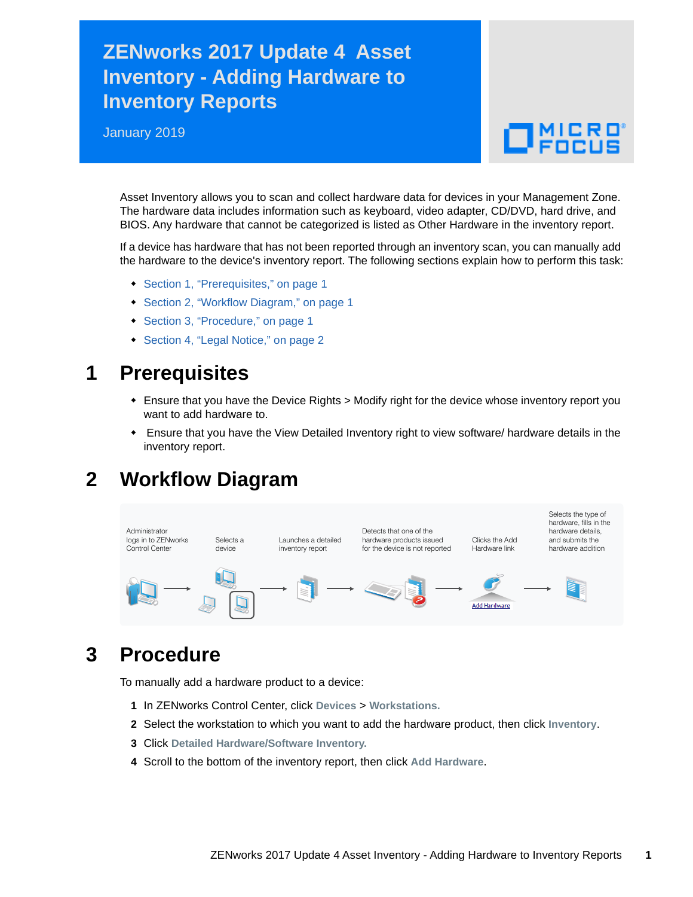# ZENworks 2017 Update 4 Asset Inventory - Adding Hardware to Inventory Reports

January 2019

Asset Inventory allows you to scan and collect hardware data for devices in your Management Zone. The hardware data includes information such as keyboard, video adapter, CD/DVD, hard drive, and BIOS. Any hardware that cannot be categorized is listed as Other Hardware in the inventory report.

If a device has hardware that has not been reported through an inventory scan, you can manually add the hardware to the device's inventory report. The following sections explain how to perform this task:

- Section 1, "Prerequisites," on page 1
- Section 2, "Workflow Diagram," on page 1
- Section 3, "Procedure," on page 1
- Section 4, "Legal Notice," on page 2

## 1 Prerequisites

- Ensure that you have the Device Rights > Modify right for the device whose inventory report you want to add hardware to.
- Ensure that you have the View Detailed Inventory right to view software/ hardware details in the inventory report.

## 2 Workflow Diagram

Administrator logs in to ZENworks Control Center → Selects a device → Launches a detailed inventory report → Detects that one of the hardware products issued for the device is not reported → Clicks the Add Hardware link → Selects the type of hardware, fills in the hardware details, and submits the hardware addition

## 3 Procedure

To manually add a hardware product to a device:

1. In ZENworks Control Center, click **Devices** > **Workstations.**
2. Select the workstation to which you want to add the hardware product, then click **Inventory**.
3. Click **Detailed Hardware/Software Inventory.**
4. Scroll to the bottom of the inventory report, then click **Add Hardware**.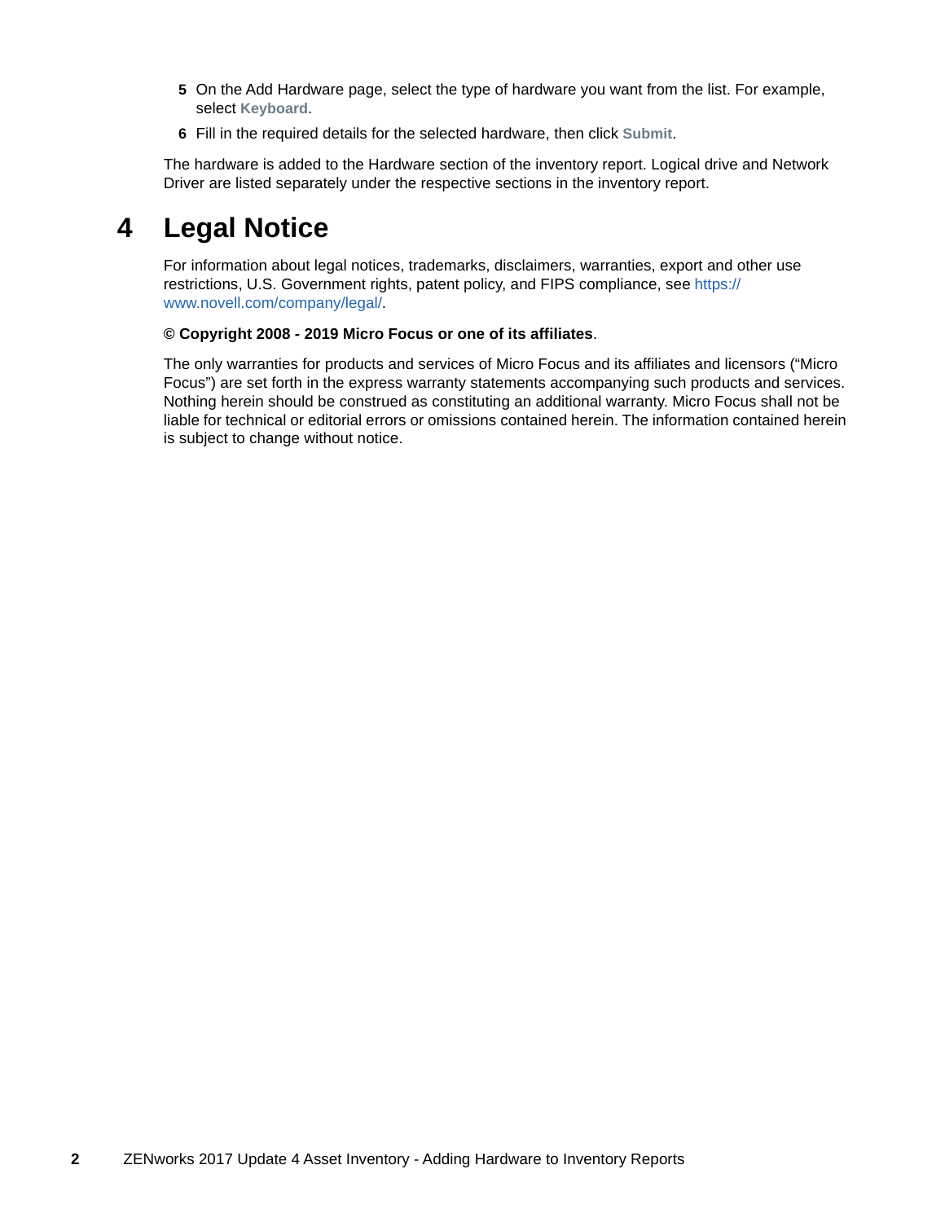5. On the Add Hardware page, select the type of hardware you want from the list. For example, select **Keyboard**.
6. Fill in the required details for the selected hardware, then click **Submit**.

The hardware is added to the Hardware section of the inventory report. Logical drive and Network Driver are listed separately under the respective sections in the inventory report.

# 4 Legal Notice

For information about legal notices, trademarks, disclaimers, warranties, export and other use restrictions, U.S. Government rights, patent policy, and FIPS compliance, see https://www.novell.com/company/legal/.

**© Copyright 2008 - 2019 Micro Focus or one of its affiliates**.

The only warranties for products and services of Micro Focus and its affiliates and licensors ("Micro Focus") are set forth in the express warranty statements accompanying such products and services. Nothing herein should be construed as constituting an additional warranty. Micro Focus shall not be liable for technical or editorial errors or omissions contained herein. The information contained herein is subject to change without notice.